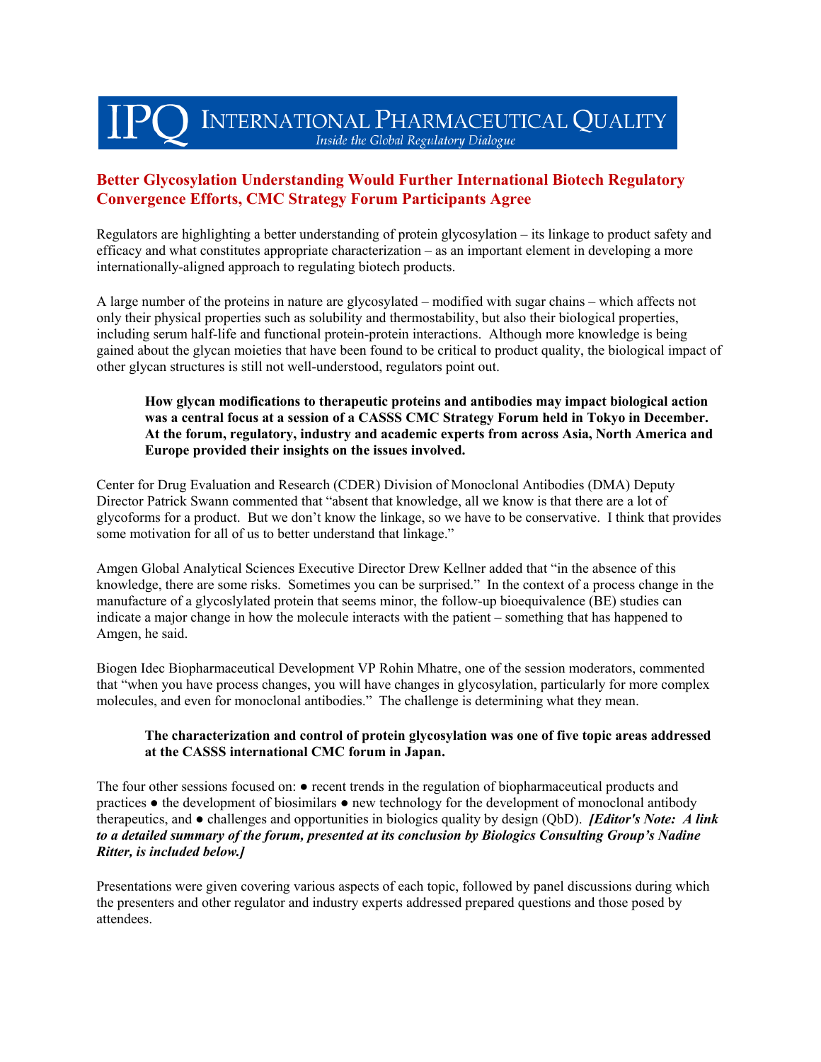IPQ INTERNATIONAL PHARMACEUTICAL QUALITY
*Inside the Global Regulatory Dialogue*

## Better Glycosylation Understanding Would Further International Biotech Regulatory Convergence Efforts, CMC Strategy Forum Participants Agree

Regulators are highlighting a better understanding of protein glycosylation – its linkage to product safety and efficacy and what constitutes appropriate characterization – as an important element in developing a more internationally-aligned approach to regulating biotech products.

A large number of the proteins in nature are glycosylated – modified with sugar chains – which affects not only their physical properties such as solubility and thermostability, but also their biological properties, including serum half-life and functional protein-protein interactions. Although more knowledge is being gained about the glycan moieties that have been found to be critical to product quality, the biological impact of other glycan structures is still not well-understood, regulators point out.

> **How glycan modifications to therapeutic proteins and antibodies may impact biological action was a central focus at a session of a CASSS CMC Strategy Forum held in Tokyo in December. At the forum, regulatory, industry and academic experts from across Asia, North America and Europe provided their insights on the issues involved.**

Center for Drug Evaluation and Research (CDER) Division of Monoclonal Antibodies (DMA) Deputy Director Patrick Swann commented that "absent that knowledge, all we know is that there are a lot of glycoforms for a product. But we don't know the linkage, so we have to be conservative. I think that provides some motivation for all of us to better understand that linkage."

Amgen Global Analytical Sciences Executive Director Drew Kellner added that "in the absence of this knowledge, there are some risks. Sometimes you can be surprised." In the context of a process change in the manufacture of a glycoslylated protein that seems minor, the follow-up bioequivalence (BE) studies can indicate a major change in how the molecule interacts with the patient – something that has happened to Amgen, he said.

Biogen Idec Biopharmaceutical Development VP Rohin Mhatre, one of the session moderators, commented that "when you have process changes, you will have changes in glycosylation, particularly for more complex molecules, and even for monoclonal antibodies." The challenge is determining what they mean.

> **The characterization and control of protein glycosylation was one of five topic areas addressed at the CASSS international CMC forum in Japan.**

The four other sessions focused on: ● recent trends in the regulation of biopharmaceutical products and practices ● the development of biosimilars ● new technology for the development of monoclonal antibody therapeutics, and ● challenges and opportunities in biologics quality by design (QbD). ***[Editor's Note: A link to a detailed summary of the forum, presented at its conclusion by Biologics Consulting Group's Nadine Ritter, is included below.]***

Presentations were given covering various aspects of each topic, followed by panel discussions during which the presenters and other regulator and industry experts addressed prepared questions and those posed by attendees.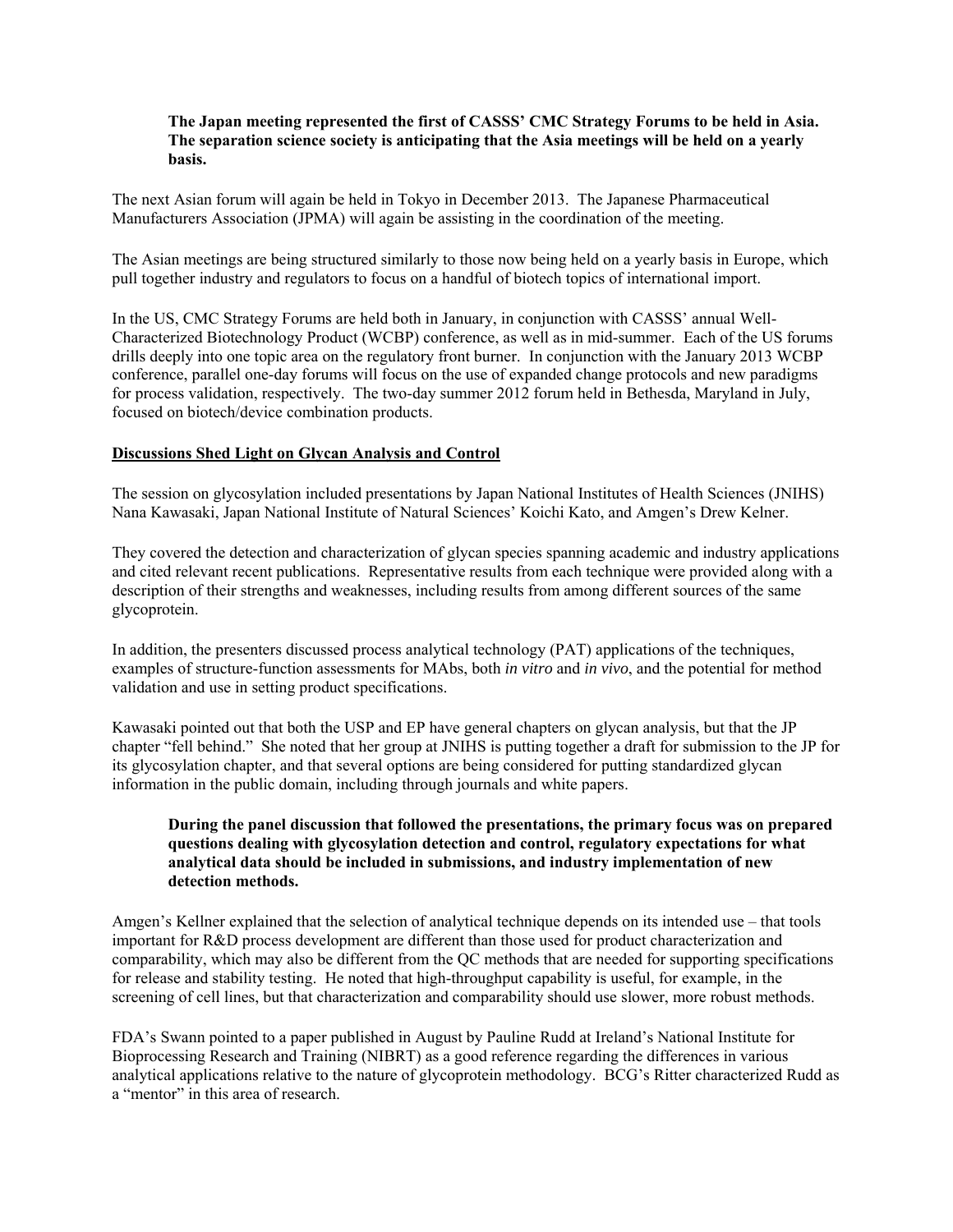**The Japan meeting represented the first of CASSS' CMC Strategy Forums to be held in Asia. The separation science society is anticipating that the Asia meetings will be held on a yearly basis.**

The next Asian forum will again be held in Tokyo in December 2013. The Japanese Pharmaceutical Manufacturers Association (JPMA) will again be assisting in the coordination of the meeting.

The Asian meetings are being structured similarly to those now being held on a yearly basis in Europe, which pull together industry and regulators to focus on a handful of biotech topics of international import.

In the US, CMC Strategy Forums are held both in January, in conjunction with CASSS' annual Well-Characterized Biotechnology Product (WCBP) conference, as well as in mid-summer. Each of the US forums drills deeply into one topic area on the regulatory front burner. In conjunction with the January 2013 WCBP conference, parallel one-day forums will focus on the use of expanded change protocols and new paradigms for process validation, respectively. The two-day summer 2012 forum held in Bethesda, Maryland in July, focused on biotech/device combination products.

## Discussions Shed Light on Glycan Analysis and Control

The session on glycosylation included presentations by Japan National Institutes of Health Sciences (JNIHS) Nana Kawasaki, Japan National Institute of Natural Sciences' Koichi Kato, and Amgen's Drew Kelner.

They covered the detection and characterization of glycan species spanning academic and industry applications and cited relevant recent publications. Representative results from each technique were provided along with a description of their strengths and weaknesses, including results from among different sources of the same glycoprotein.

In addition, the presenters discussed process analytical technology (PAT) applications of the techniques, examples of structure-function assessments for MAbs, both *in vitro* and *in vivo*, and the potential for method validation and use in setting product specifications.

Kawasaki pointed out that both the USP and EP have general chapters on glycan analysis, but that the JP chapter "fell behind." She noted that her group at JNIHS is putting together a draft for submission to the JP for its glycosylation chapter, and that several options are being considered for putting standardized glycan information in the public domain, including through journals and white papers.

**During the panel discussion that followed the presentations, the primary focus was on prepared questions dealing with glycosylation detection and control, regulatory expectations for what analytical data should be included in submissions, and industry implementation of new detection methods.**

Amgen's Kellner explained that the selection of analytical technique depends on its intended use – that tools important for R&D process development are different than those used for product characterization and comparability, which may also be different from the QC methods that are needed for supporting specifications for release and stability testing. He noted that high-throughput capability is useful, for example, in the screening of cell lines, but that characterization and comparability should use slower, more robust methods.

FDA's Swann pointed to a paper published in August by Pauline Rudd at Ireland's National Institute for Bioprocessing Research and Training (NIBRT) as a good reference regarding the differences in various analytical applications relative to the nature of glycoprotein methodology. BCG's Ritter characterized Rudd as a "mentor" in this area of research.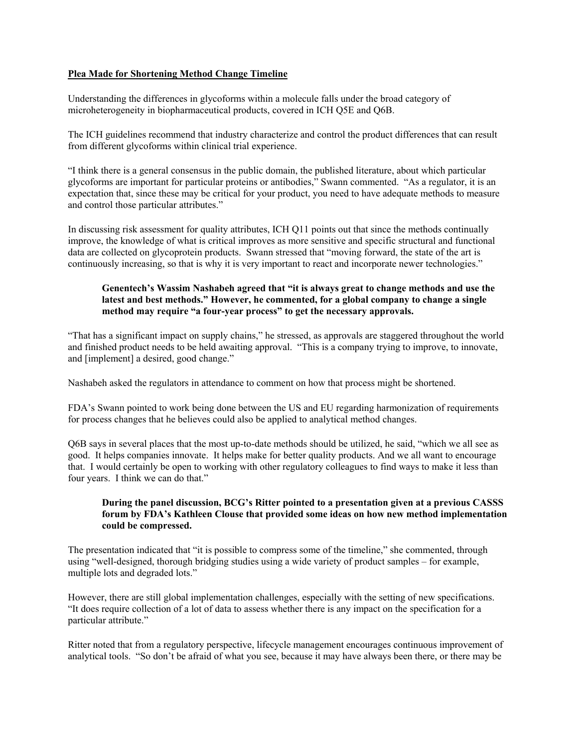**Plea Made for Shortening Method Change Timeline**

Understanding the differences in glycoforms within a molecule falls under the broad category of microheterogeneity in biopharmaceutical products, covered in ICH Q5E and Q6B.

The ICH guidelines recommend that industry characterize and control the product differences that can result from different glycoforms within clinical trial experience.

"I think there is a general consensus in the public domain, the published literature, about which particular glycoforms are important for particular proteins or antibodies," Swann commented. "As a regulator, it is an expectation that, since these may be critical for your product, you need to have adequate methods to measure and control those particular attributes."

In discussing risk assessment for quality attributes, ICH Q11 points out that since the methods continually improve, the knowledge of what is critical improves as more sensitive and specific structural and functional data are collected on glycoprotein products. Swann stressed that "moving forward, the state of the art is continuously increasing, so that is why it is very important to react and incorporate newer technologies."

> **Genentech's Wassim Nashabeh agreed that "it is always great to change methods and use the latest and best methods." However, he commented, for a global company to change a single method may require "a four-year process" to get the necessary approvals.**

"That has a significant impact on supply chains," he stressed, as approvals are staggered throughout the world and finished product needs to be held awaiting approval. "This is a company trying to improve, to innovate, and [implement] a desired, good change."

Nashabeh asked the regulators in attendance to comment on how that process might be shortened.

FDA's Swann pointed to work being done between the US and EU regarding harmonization of requirements for process changes that he believes could also be applied to analytical method changes.

Q6B says in several places that the most up-to-date methods should be utilized, he said, "which we all see as good. It helps companies innovate. It helps make for better quality products. And we all want to encourage that. I would certainly be open to working with other regulatory colleagues to find ways to make it less than four years. I think we can do that."

> **During the panel discussion, BCG's Ritter pointed to a presentation given at a previous CASSS forum by FDA's Kathleen Clouse that provided some ideas on how new method implementation could be compressed.**

The presentation indicated that "it is possible to compress some of the timeline," she commented, through using "well-designed, thorough bridging studies using a wide variety of product samples – for example, multiple lots and degraded lots."

However, there are still global implementation challenges, especially with the setting of new specifications. "It does require collection of a lot of data to assess whether there is any impact on the specification for a particular attribute."

Ritter noted that from a regulatory perspective, lifecycle management encourages continuous improvement of analytical tools. "So don't be afraid of what you see, because it may have always been there, or there may be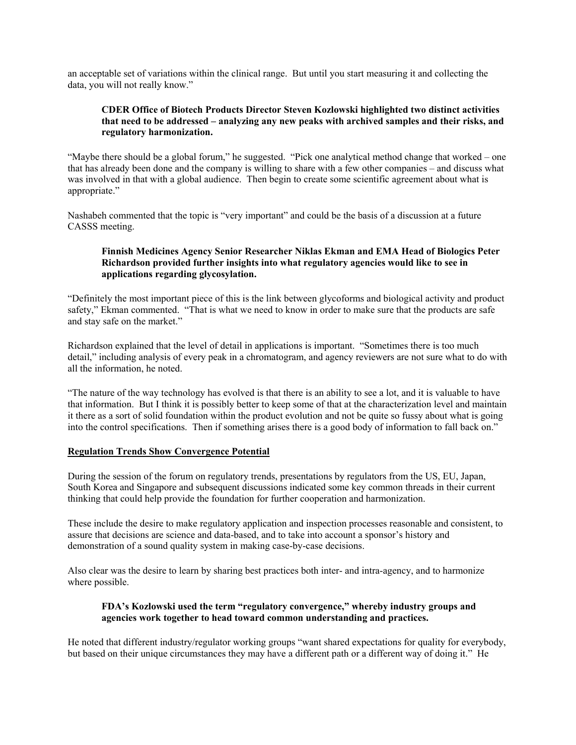an acceptable set of variations within the clinical range. But until you start measuring it and collecting the data, you will not really know."

> **CDER Office of Biotech Products Director Steven Kozlowski highlighted two distinct activities that need to be addressed – analyzing any new peaks with archived samples and their risks, and regulatory harmonization.**

"Maybe there should be a global forum," he suggested. "Pick one analytical method change that worked – one that has already been done and the company is willing to share with a few other companies – and discuss what was involved in that with a global audience. Then begin to create some scientific agreement about what is appropriate."

Nashabeh commented that the topic is "very important" and could be the basis of a discussion at a future CASSS meeting.

> **Finnish Medicines Agency Senior Researcher Niklas Ekman and EMA Head of Biologics Peter Richardson provided further insights into what regulatory agencies would like to see in applications regarding glycosylation.**

"Definitely the most important piece of this is the link between glycoforms and biological activity and product safety," Ekman commented. "That is what we need to know in order to make sure that the products are safe and stay safe on the market."

Richardson explained that the level of detail in applications is important. "Sometimes there is too much detail," including analysis of every peak in a chromatogram, and agency reviewers are not sure what to do with all the information, he noted.

"The nature of the way technology has evolved is that there is an ability to see a lot, and it is valuable to have that information. But I think it is possibly better to keep some of that at the characterization level and maintain it there as a sort of solid foundation within the product evolution and not be quite so fussy about what is going into the control specifications. Then if something arises there is a good body of information to fall back on."

## Regulation Trends Show Convergence Potential

During the session of the forum on regulatory trends, presentations by regulators from the US, EU, Japan, South Korea and Singapore and subsequent discussions indicated some key common threads in their current thinking that could help provide the foundation for further cooperation and harmonization.

These include the desire to make regulatory application and inspection processes reasonable and consistent, to assure that decisions are science and data-based, and to take into account a sponsor's history and demonstration of a sound quality system in making case-by-case decisions.

Also clear was the desire to learn by sharing best practices both inter- and intra-agency, and to harmonize where possible.

> **FDA's Kozlowski used the term "regulatory convergence," whereby industry groups and agencies work together to head toward common understanding and practices.**

He noted that different industry/regulator working groups "want shared expectations for quality for everybody, but based on their unique circumstances they may have a different path or a different way of doing it." He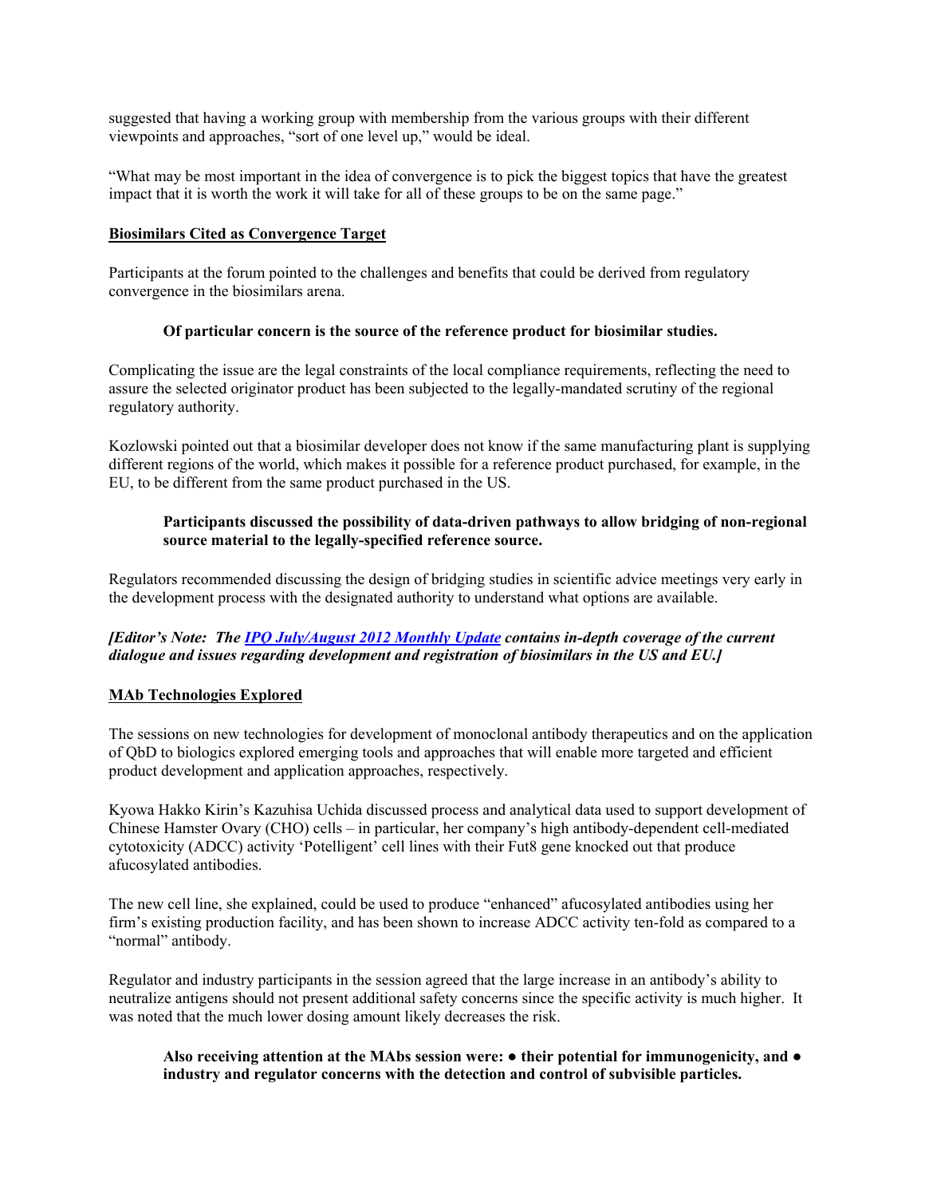suggested that having a working group with membership from the various groups with their different viewpoints and approaches, "sort of one level up," would be ideal.

"What may be most important in the idea of convergence is to pick the biggest topics that have the greatest impact that it is worth the work it will take for all of these groups to be on the same page."

**Biosimilars Cited as Convergence Target**

Participants at the forum pointed to the challenges and benefits that could be derived from regulatory convergence in the biosimilars arena.

> **Of particular concern is the source of the reference product for biosimilar studies.**

Complicating the issue are the legal constraints of the local compliance requirements, reflecting the need to assure the selected originator product has been subjected to the legally-mandated scrutiny of the regional regulatory authority.

Kozlowski pointed out that a biosimilar developer does not know if the same manufacturing plant is supplying different regions of the world, which makes it possible for a reference product purchased, for example, in the EU, to be different from the same product purchased in the US.

> **Participants discussed the possibility of data-driven pathways to allow bridging of non-regional source material to the legally-specified reference source.**

Regulators recommended discussing the design of bridging studies in scientific advice meetings very early in the development process with the designated authority to understand what options are available.

***[Editor's Note: The IPQ July/August 2012 Monthly Update contains in-depth coverage of the current dialogue and issues regarding development and registration of biosimilars in the US and EU.]***

**MAb Technologies Explored**

The sessions on new technologies for development of monoclonal antibody therapeutics and on the application of QbD to biologics explored emerging tools and approaches that will enable more targeted and efficient product development and application approaches, respectively.

Kyowa Hakko Kirin's Kazuhisa Uchida discussed process and analytical data used to support development of Chinese Hamster Ovary (CHO) cells – in particular, her company's high antibody-dependent cell-mediated cytotoxicity (ADCC) activity 'Potelligent' cell lines with their Fut8 gene knocked out that produce afucosylated antibodies.

The new cell line, she explained, could be used to produce "enhanced" afucosylated antibodies using her firm's existing production facility, and has been shown to increase ADCC activity ten-fold as compared to a "normal" antibody.

Regulator and industry participants in the session agreed that the large increase in an antibody's ability to neutralize antigens should not present additional safety concerns since the specific activity is much higher. It was noted that the much lower dosing amount likely decreases the risk.

> **Also receiving attention at the MAbs session were: ● their potential for immunogenicity, and ● industry and regulator concerns with the detection and control of subvisible particles.**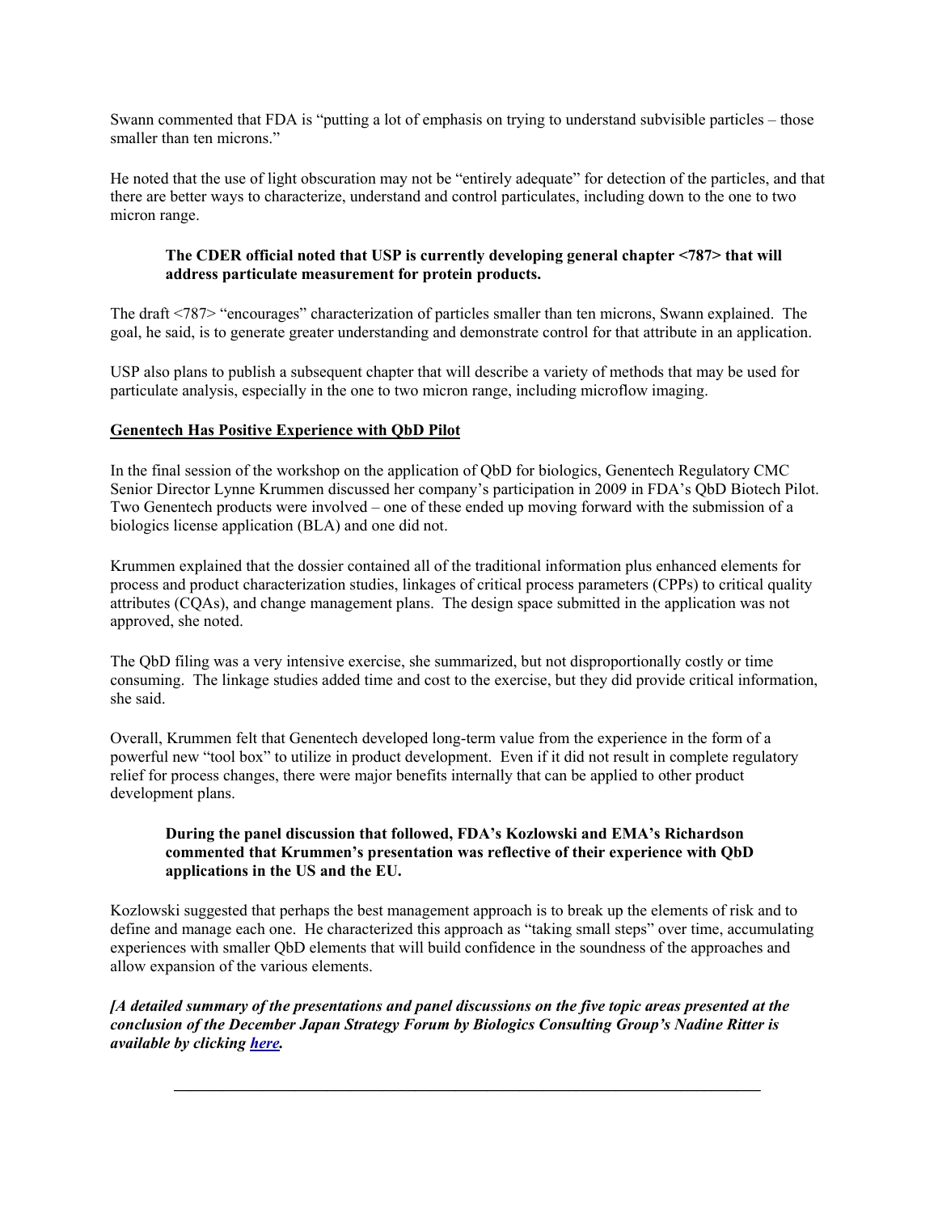Swann commented that FDA is "putting a lot of emphasis on trying to understand subvisible particles – those smaller than ten microns."

He noted that the use of light obscuration may not be "entirely adequate" for detection of the particles, and that there are better ways to characterize, understand and control particulates, including down to the one to two micron range.

> **The CDER official noted that USP is currently developing general chapter <787> that will address particulate measurement for protein products.**

The draft <787> "encourages" characterization of particles smaller than ten microns, Swann explained. The goal, he said, is to generate greater understanding and demonstrate control for that attribute in an application.

USP also plans to publish a subsequent chapter that will describe a variety of methods that may be used for particulate analysis, especially in the one to two micron range, including microflow imaging.

## Genentech Has Positive Experience with QbD Pilot

In the final session of the workshop on the application of QbD for biologics, Genentech Regulatory CMC Senior Director Lynne Krummen discussed her company's participation in 2009 in FDA's QbD Biotech Pilot. Two Genentech products were involved – one of these ended up moving forward with the submission of a biologics license application (BLA) and one did not.

Krummen explained that the dossier contained all of the traditional information plus enhanced elements for process and product characterization studies, linkages of critical process parameters (CPPs) to critical quality attributes (CQAs), and change management plans. The design space submitted in the application was not approved, she noted.

The QbD filing was a very intensive exercise, she summarized, but not disproportionally costly or time consuming. The linkage studies added time and cost to the exercise, but they did provide critical information, she said.

Overall, Krummen felt that Genentech developed long-term value from the experience in the form of a powerful new "tool box" to utilize in product development. Even if it did not result in complete regulatory relief for process changes, there were major benefits internally that can be applied to other product development plans.

> **During the panel discussion that followed, FDA's Kozlowski and EMA's Richardson commented that Krummen's presentation was reflective of their experience with QbD applications in the US and the EU.**

Kozlowski suggested that perhaps the best management approach is to break up the elements of risk and to define and manage each one. He characterized this approach as "taking small steps" over time, accumulating experiences with smaller QbD elements that will build confidence in the soundness of the approaches and allow expansion of the various elements.

***[A detailed summary of the presentations and panel discussions on the five topic areas presented at the conclusion of the December Japan Strategy Forum by Biologics Consulting Group's Nadine Ritter is available by clicking here.***

---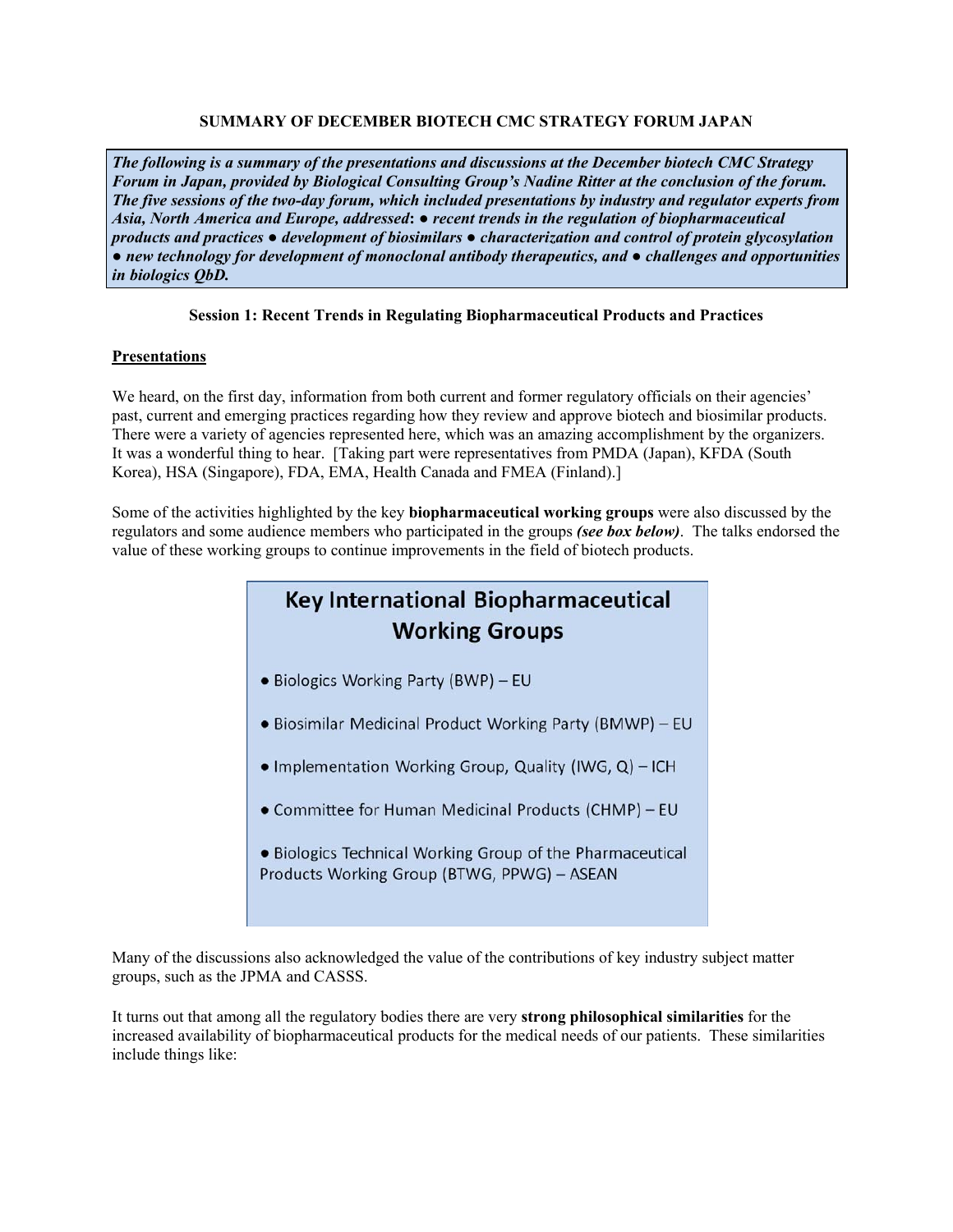# SUMMARY OF DECEMBER BIOTECH CMC STRATEGY FORUM JAPAN

> ***The following is a summary of the presentations and discussions at the December biotech CMC Strategy Forum in Japan, provided by Biological Consulting Group's Nadine Ritter at the conclusion of the forum. The five sessions of the two-day forum, which included presentations by industry and regulator experts from Asia, North America and Europe, addressed: ● recent trends in the regulation of biopharmaceutical products and practices ● development of biosimilars ● characterization and control of protein glycosylation ● new technology for development of monoclonal antibody therapeutics, and ● challenges and opportunities in biologics QbD.***

## Session 1: Recent Trends in Regulating Biopharmaceutical Products and Practices

### Presentations

We heard, on the first day, information from both current and former regulatory officials on their agencies' past, current and emerging practices regarding how they review and approve biotech and biosimilar products. There were a variety of agencies represented here, which was an amazing accomplishment by the organizers. It was a wonderful thing to hear. [Taking part were representatives from PMDA (Japan), KFDA (South Korea), HSA (Singapore), FDA, EMA, Health Canada and FMEA (Finland).]

Some of the activities highlighted by the key **biopharmaceutical working groups** were also discussed by the regulators and some audience members who participated in the groups ***(see box below)***. The talks endorsed the value of these working groups to continue improvements in the field of biotech products.

> **Key International Biopharmaceutical Working Groups**
>
> - Biologics Working Party (BWP) – EU
> - Biosimilar Medicinal Product Working Party (BMWP) – EU
> - Implementation Working Group, Quality (IWG, Q) – ICH
> - Committee for Human Medicinal Products (CHMP) – EU
> - Biologics Technical Working Group of the Pharmaceutical Products Working Group (BTWG, PPWG) – ASEAN

Many of the discussions also acknowledged the value of the contributions of key industry subject matter groups, such as the JPMA and CASSS.

It turns out that among all the regulatory bodies there are very **strong philosophical similarities** for the increased availability of biopharmaceutical products for the medical needs of our patients. These similarities include things like: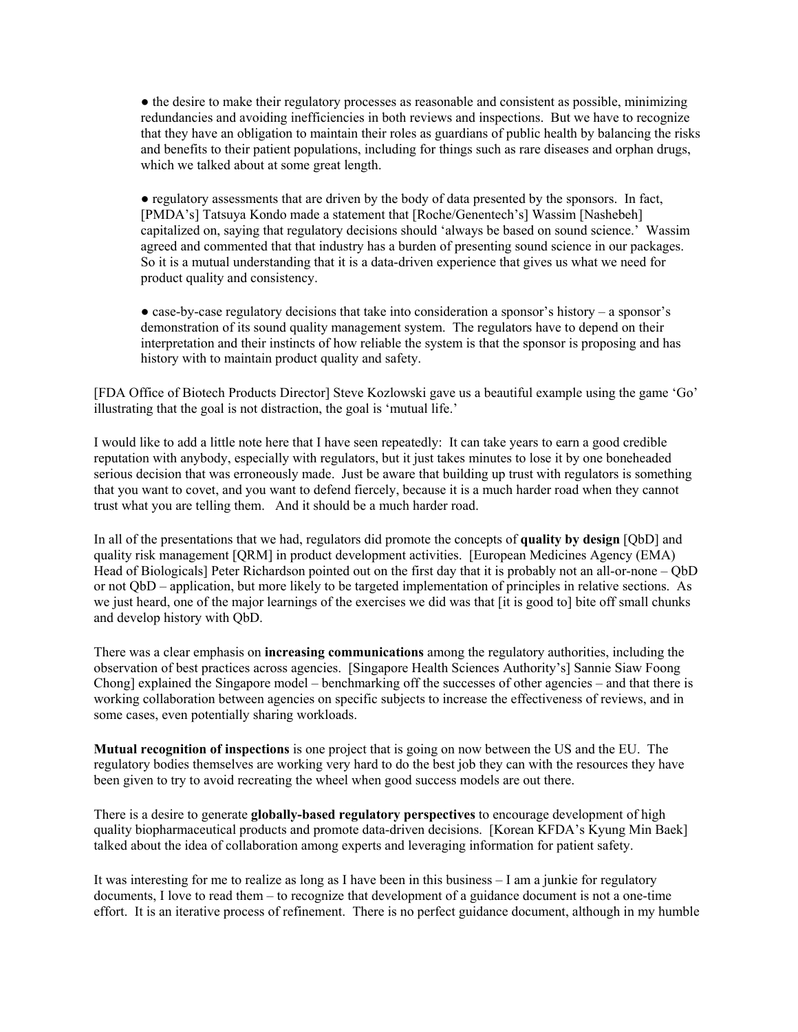- the desire to make their regulatory processes as reasonable and consistent as possible, minimizing redundancies and avoiding inefficiencies in both reviews and inspections. But we have to recognize that they have an obligation to maintain their roles as guardians of public health by balancing the risks and benefits to their patient populations, including for things such as rare diseases and orphan drugs, which we talked about at some great length.

- regulatory assessments that are driven by the body of data presented by the sponsors. In fact, [PMDA's] Tatsuya Kondo made a statement that [Roche/Genentech's] Wassim [Nashebeh] capitalized on, saying that regulatory decisions should 'always be based on sound science.' Wassim agreed and commented that that industry has a burden of presenting sound science in our packages. So it is a mutual understanding that it is a data-driven experience that gives us what we need for product quality and consistency.

- case-by-case regulatory decisions that take into consideration a sponsor's history – a sponsor's demonstration of its sound quality management system. The regulators have to depend on their interpretation and their instincts of how reliable the system is that the sponsor is proposing and has history with to maintain product quality and safety.

[FDA Office of Biotech Products Director] Steve Kozlowski gave us a beautiful example using the game 'Go' illustrating that the goal is not distraction, the goal is 'mutual life.'

I would like to add a little note here that I have seen repeatedly: It can take years to earn a good credible reputation with anybody, especially with regulators, but it just takes minutes to lose it by one boneheaded serious decision that was erroneously made. Just be aware that building up trust with regulators is something that you want to covet, and you want to defend fiercely, because it is a much harder road when they cannot trust what you are telling them. And it should be a much harder road.

In all of the presentations that we had, regulators did promote the concepts of **quality by design** [QbD] and quality risk management [QRM] in product development activities. [European Medicines Agency (EMA) Head of Biologicals] Peter Richardson pointed out on the first day that it is probably not an all-or-none – QbD or not QbD – application, but more likely to be targeted implementation of principles in relative sections. As we just heard, one of the major learnings of the exercises we did was that [it is good to] bite off small chunks and develop history with QbD.

There was a clear emphasis on **increasing communications** among the regulatory authorities, including the observation of best practices across agencies. [Singapore Health Sciences Authority's] Sannie Siaw Foong Chong] explained the Singapore model – benchmarking off the successes of other agencies – and that there is working collaboration between agencies on specific subjects to increase the effectiveness of reviews, and in some cases, even potentially sharing workloads.

**Mutual recognition of inspections** is one project that is going on now between the US and the EU. The regulatory bodies themselves are working very hard to do the best job they can with the resources they have been given to try to avoid recreating the wheel when good success models are out there.

There is a desire to generate **globally-based regulatory perspectives** to encourage development of high quality biopharmaceutical products and promote data-driven decisions. [Korean KFDA's Kyung Min Baek] talked about the idea of collaboration among experts and leveraging information for patient safety.

It was interesting for me to realize as long as I have been in this business – I am a junkie for regulatory documents, I love to read them – to recognize that development of a guidance document is not a one-time effort. It is an iterative process of refinement. There is no perfect guidance document, although in my humble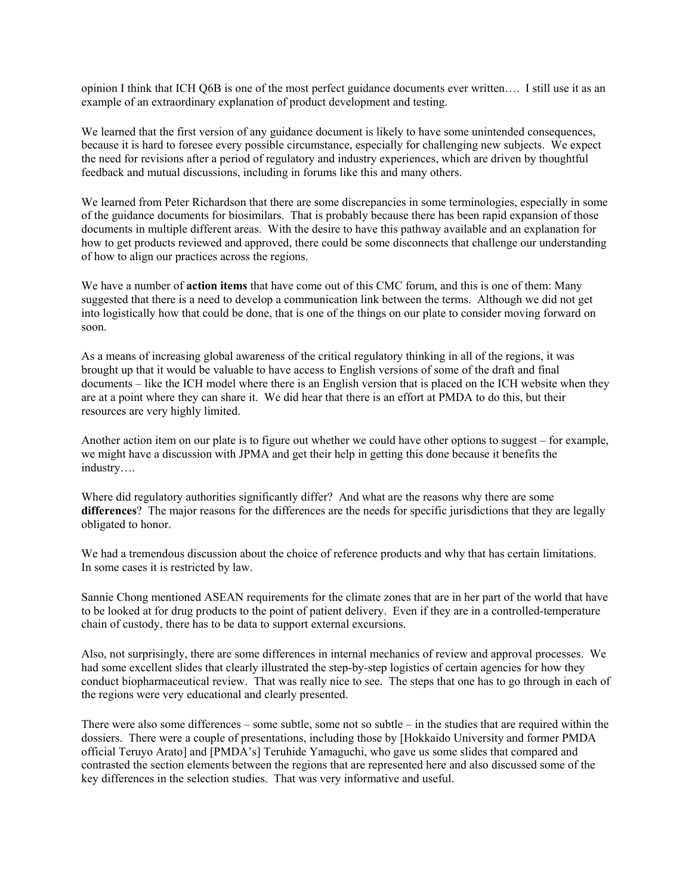opinion I think that ICH Q6B is one of the most perfect guidance documents ever written…. I still use it as an example of an extraordinary explanation of product development and testing.

We learned that the first version of any guidance document is likely to have some unintended consequences, because it is hard to foresee every possible circumstance, especially for challenging new subjects. We expect the need for revisions after a period of regulatory and industry experiences, which are driven by thoughtful feedback and mutual discussions, including in forums like this and many others.

We learned from Peter Richardson that there are some discrepancies in some terminologies, especially in some of the guidance documents for biosimilars. That is probably because there has been rapid expansion of those documents in multiple different areas. With the desire to have this pathway available and an explanation for how to get products reviewed and approved, there could be some disconnects that challenge our understanding of how to align our practices across the regions.

We have a number of **action items** that have come out of this CMC forum, and this is one of them: Many suggested that there is a need to develop a communication link between the terms. Although we did not get into logistically how that could be done, that is one of the things on our plate to consider moving forward on soon.

As a means of increasing global awareness of the critical regulatory thinking in all of the regions, it was brought up that it would be valuable to have access to English versions of some of the draft and final documents – like the ICH model where there is an English version that is placed on the ICH website when they are at a point where they can share it. We did hear that there is an effort at PMDA to do this, but their resources are very highly limited.

Another action item on our plate is to figure out whether we could have other options to suggest – for example, we might have a discussion with JPMA and get their help in getting this done because it benefits the industry….

Where did regulatory authorities significantly differ? And what are the reasons why there are some **differences**? The major reasons for the differences are the needs for specific jurisdictions that they are legally obligated to honor.

We had a tremendous discussion about the choice of reference products and why that has certain limitations. In some cases it is restricted by law.

Sannie Chong mentioned ASEAN requirements for the climate zones that are in her part of the world that have to be looked at for drug products to the point of patient delivery. Even if they are in a controlled-temperature chain of custody, there has to be data to support external excursions.

Also, not surprisingly, there are some differences in internal mechanics of review and approval processes. We had some excellent slides that clearly illustrated the step-by-step logistics of certain agencies for how they conduct biopharmaceutical review. That was really nice to see. The steps that one has to go through in each of the regions were very educational and clearly presented.

There were also some differences – some subtle, some not so subtle – in the studies that are required within the dossiers. There were a couple of presentations, including those by [Hokkaido University and former PMDA official Teruyo Arato] and [PMDA's] Teruhide Yamaguchi, who gave us some slides that compared and contrasted the section elements between the regions that are represented here and also discussed some of the key differences in the selection studies. That was very informative and useful.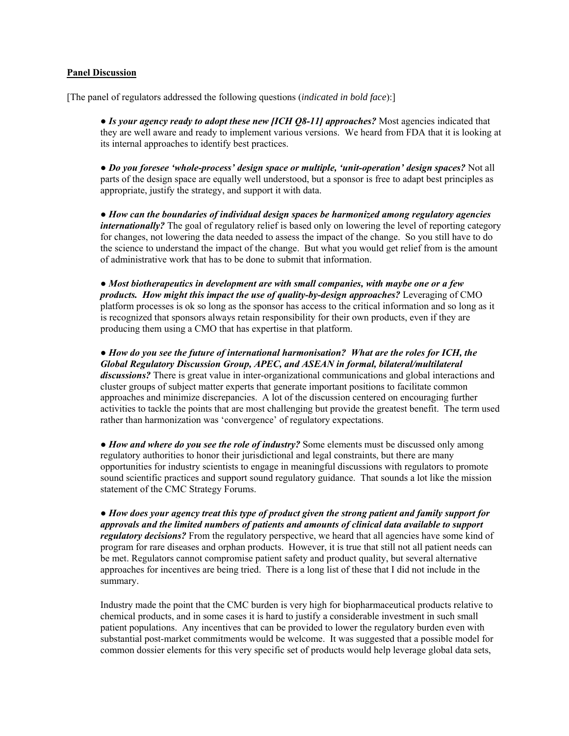**<u>Panel Discussion</u>**

[The panel of regulators addressed the following questions (*indicated in bold face*):]

- ***Is your agency ready to adopt these new [ICH Q8-11] approaches?*** Most agencies indicated that they are well aware and ready to implement various versions. We heard from FDA that it is looking at its internal approaches to identify best practices.

- ***Do you foresee 'whole-process' design space or multiple, 'unit-operation' design spaces?*** Not all parts of the design space are equally well understood, but a sponsor is free to adapt best principles as appropriate, justify the strategy, and support it with data.

- ***How can the boundaries of individual design spaces be harmonized among regulatory agencies internationally?*** The goal of regulatory relief is based only on lowering the level of reporting category for changes, not lowering the data needed to assess the impact of the change. So you still have to do the science to understand the impact of the change. But what you would get relief from is the amount of administrative work that has to be done to submit that information.

- ***Most biotherapeutics in development are with small companies, with maybe one or a few products. How might this impact the use of quality-by-design approaches?*** Leveraging of CMO platform processes is ok so long as the sponsor has access to the critical information and so long as it is recognized that sponsors always retain responsibility for their own products, even if they are producing them using a CMO that has expertise in that platform.

- ***How do you see the future of international harmonisation? What are the roles for ICH, the Global Regulatory Discussion Group, APEC, and ASEAN in formal, bilateral/multilateral discussions?*** There is great value in inter-organizational communications and global interactions and cluster groups of subject matter experts that generate important positions to facilitate common approaches and minimize discrepancies. A lot of the discussion centered on encouraging further activities to tackle the points that are most challenging but provide the greatest benefit. The term used rather than harmonization was 'convergence' of regulatory expectations.

- ***How and where do you see the role of industry?*** Some elements must be discussed only among regulatory authorities to honor their jurisdictional and legal constraints, but there are many opportunities for industry scientists to engage in meaningful discussions with regulators to promote sound scientific practices and support sound regulatory guidance. That sounds a lot like the mission statement of the CMC Strategy Forums.

- ***How does your agency treat this type of product given the strong patient and family support for approvals and the limited numbers of patients and amounts of clinical data available to support regulatory decisions?*** From the regulatory perspective, we heard that all agencies have some kind of program for rare diseases and orphan products. However, it is true that still not all patient needs can be met. Regulators cannot compromise patient safety and product quality, but several alternative approaches for incentives are being tried. There is a long list of these that I did not include in the summary.

  Industry made the point that the CMC burden is very high for biopharmaceutical products relative to chemical products, and in some cases it is hard to justify a considerable investment in such small patient populations. Any incentives that can be provided to lower the regulatory burden even with substantial post-market commitments would be welcome. It was suggested that a possible model for common dossier elements for this very specific set of products would help leverage global data sets,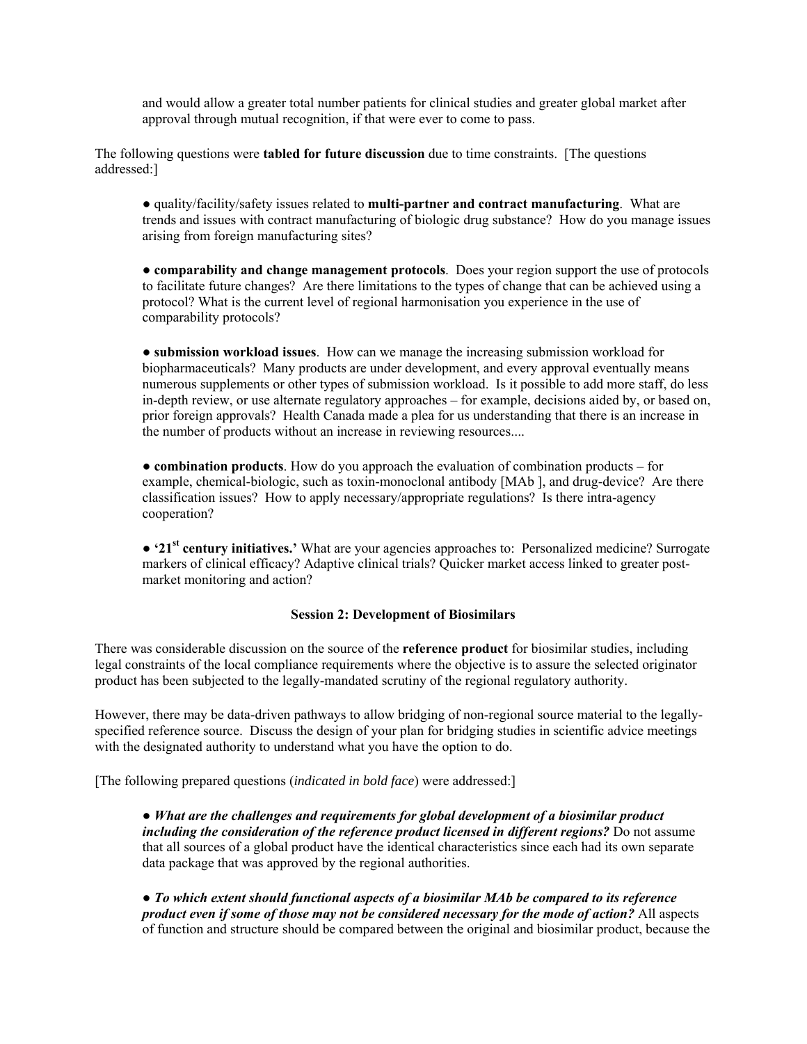and would allow a greater total number patients for clinical studies and greater global market after approval through mutual recognition, if that were ever to come to pass.

The following questions were **tabled for future discussion** due to time constraints. [The questions addressed:]

● quality/facility/safety issues related to **multi-partner and contract manufacturing**. What are trends and issues with contract manufacturing of biologic drug substance? How do you manage issues arising from foreign manufacturing sites?

● **comparability and change management protocols**. Does your region support the use of protocols to facilitate future changes? Are there limitations to the types of change that can be achieved using a protocol? What is the current level of regional harmonisation you experience in the use of comparability protocols?

● **submission workload issues**. How can we manage the increasing submission workload for biopharmaceuticals? Many products are under development, and every approval eventually means numerous supplements or other types of submission workload. Is it possible to add more staff, do less in-depth review, or use alternate regulatory approaches – for example, decisions aided by, or based on, prior foreign approvals? Health Canada made a plea for us understanding that there is an increase in the number of products without an increase in reviewing resources....

● **combination products**. How do you approach the evaluation of combination products – for example, chemical-biologic, such as toxin-monoclonal antibody [MAb ], and drug-device? Are there classification issues? How to apply necessary/appropriate regulations? Is there intra-agency cooperation?

● **'21st century initiatives.'** What are your agencies approaches to: Personalized medicine? Surrogate markers of clinical efficacy? Adaptive clinical trials? Quicker market access linked to greater post-market monitoring and action?

**Session 2: Development of Biosimilars**

There was considerable discussion on the source of the **reference product** for biosimilar studies, including legal constraints of the local compliance requirements where the objective is to assure the selected originator product has been subjected to the legally-mandated scrutiny of the regional regulatory authority.

However, there may be data-driven pathways to allow bridging of non-regional source material to the legally-specified reference source. Discuss the design of your plan for bridging studies in scientific advice meetings with the designated authority to understand what you have the option to do.

[The following prepared questions (*indicated in bold face*) were addressed:]

● ***What are the challenges and requirements for global development of a biosimilar product including the consideration of the reference product licensed in different regions?*** Do not assume that all sources of a global product have the identical characteristics since each had its own separate data package that was approved by the regional authorities.

● ***To which extent should functional aspects of a biosimilar MAb be compared to its reference product even if some of those may not be considered necessary for the mode of action?*** All aspects of function and structure should be compared between the original and biosimilar product, because the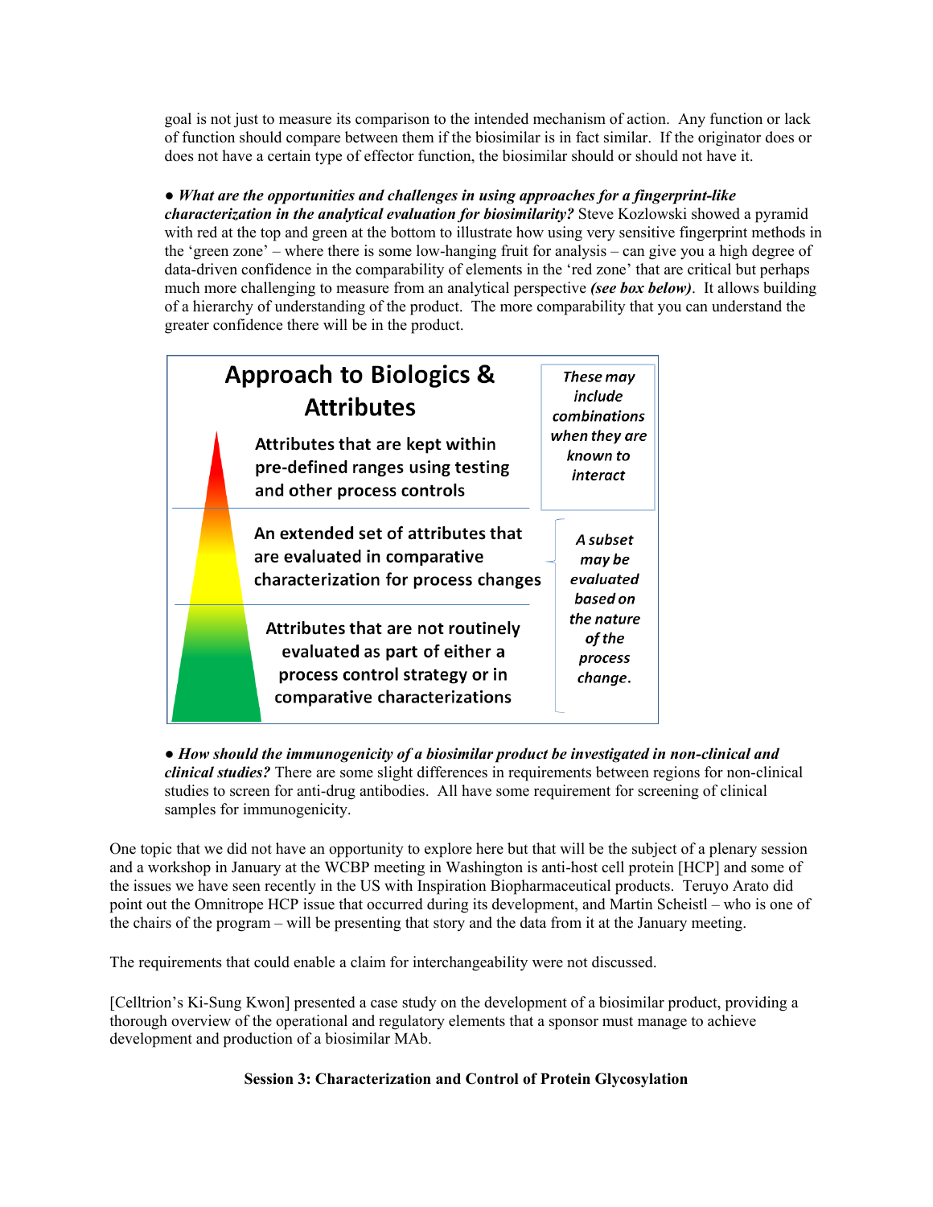goal is not just to measure its comparison to the intended mechanism of action. Any function or lack of function should compare between them if the biosimilar is in fact similar. If the originator does or does not have a certain type of effector function, the biosimilar should or should not have it.

● ***What are the opportunities and challenges in using approaches for a fingerprint-like characterization in the analytical evaluation for biosimilarity?*** Steve Kozlowski showed a pyramid with red at the top and green at the bottom to illustrate how using very sensitive fingerprint methods in the 'green zone' – where there is some low-hanging fruit for analysis – can give you a high degree of data-driven confidence in the comparability of elements in the 'red zone' that are critical but perhaps much more challenging to measure from an analytical perspective ***(see box below)***. It allows building of a hierarchy of understanding of the product. The more comparability that you can understand the greater confidence there will be in the product.

**Approach to Biologics & Attributes**

| | |
|---|---|
| Attributes that are kept within pre-defined ranges using testing and other process controls | *These may include combinations when they are known to interact* |
| An extended set of attributes that are evaluated in comparative characterization for process changes | *A subset may be evaluated based on the nature of the process change.* |
| Attributes that are not routinely evaluated as part of either a process control strategy or in comparative characterizations | |

● ***How should the immunogenicity of a biosimilar product be investigated in non-clinical and clinical studies?*** There are some slight differences in requirements between regions for non-clinical studies to screen for anti-drug antibodies. All have some requirement for screening of clinical samples for immunogenicity.

One topic that we did not have an opportunity to explore here but that will be the subject of a plenary session and a workshop in January at the WCBP meeting in Washington is anti-host cell protein [HCP] and some of the issues we have seen recently in the US with Inspiration Biopharmaceutical products. Teruyo Arato did point out the Omnitrope HCP issue that occurred during its development, and Martin Scheistl – who is one of the chairs of the program – will be presenting that story and the data from it at the January meeting.

The requirements that could enable a claim for interchangeability were not discussed.

[Celltrion's Ki-Sung Kwon] presented a case study on the development of a biosimilar product, providing a thorough overview of the operational and regulatory elements that a sponsor must manage to achieve development and production of a biosimilar MAb.

**Session 3: Characterization and Control of Protein Glycosylation**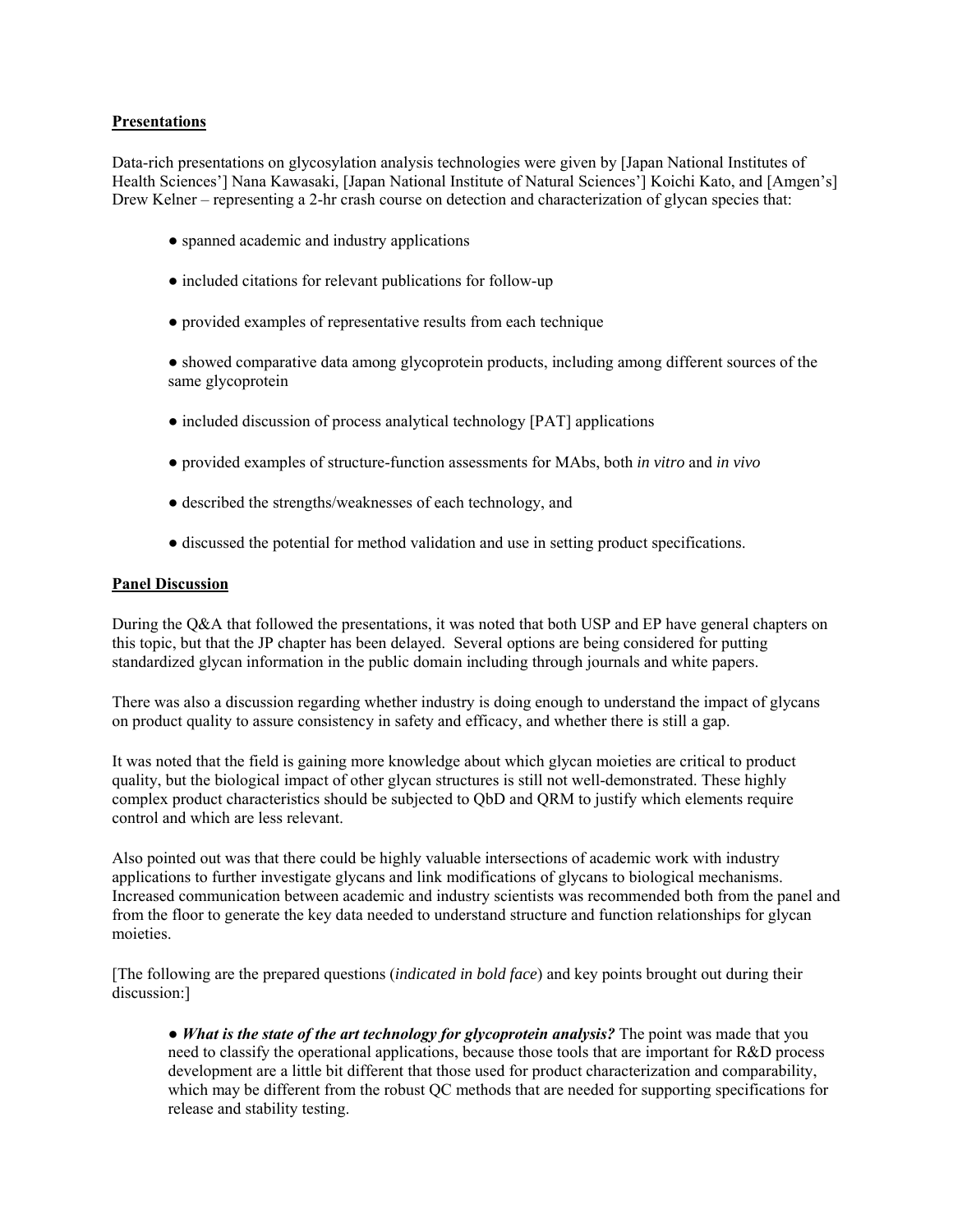**Presentations**

Data-rich presentations on glycosylation analysis technologies were given by [Japan National Institutes of Health Sciences'] Nana Kawasaki, [Japan National Institute of Natural Sciences'] Koichi Kato, and [Amgen's] Drew Kelner – representing a 2-hr crash course on detection and characterization of glycan species that:

- spanned academic and industry applications
- included citations for relevant publications for follow-up
- provided examples of representative results from each technique
- showed comparative data among glycoprotein products, including among different sources of the same glycoprotein
- included discussion of process analytical technology [PAT] applications
- provided examples of structure-function assessments for MAbs, both *in vitro* and *in vivo*
- described the strengths/weaknesses of each technology, and
- discussed the potential for method validation and use in setting product specifications.

**Panel Discussion**

During the Q&A that followed the presentations, it was noted that both USP and EP have general chapters on this topic, but that the JP chapter has been delayed. Several options are being considered for putting standardized glycan information in the public domain including through journals and white papers.

There was also a discussion regarding whether industry is doing enough to understand the impact of glycans on product quality to assure consistency in safety and efficacy, and whether there is still a gap.

It was noted that the field is gaining more knowledge about which glycan moieties are critical to product quality, but the biological impact of other glycan structures is still not well-demonstrated. These highly complex product characteristics should be subjected to QbD and QRM to justify which elements require control and which are less relevant.

Also pointed out was that there could be highly valuable intersections of academic work with industry applications to further investigate glycans and link modifications of glycans to biological mechanisms. Increased communication between academic and industry scientists was recommended both from the panel and from the floor to generate the key data needed to understand structure and function relationships for glycan moieties.

[The following are the prepared questions (*indicated in bold face*) and key points brought out during their discussion:]

- ***What is the state of the art technology for glycoprotein analysis?*** The point was made that you need to classify the operational applications, because those tools that are important for R&D process development are a little bit different that those used for product characterization and comparability, which may be different from the robust QC methods that are needed for supporting specifications for release and stability testing.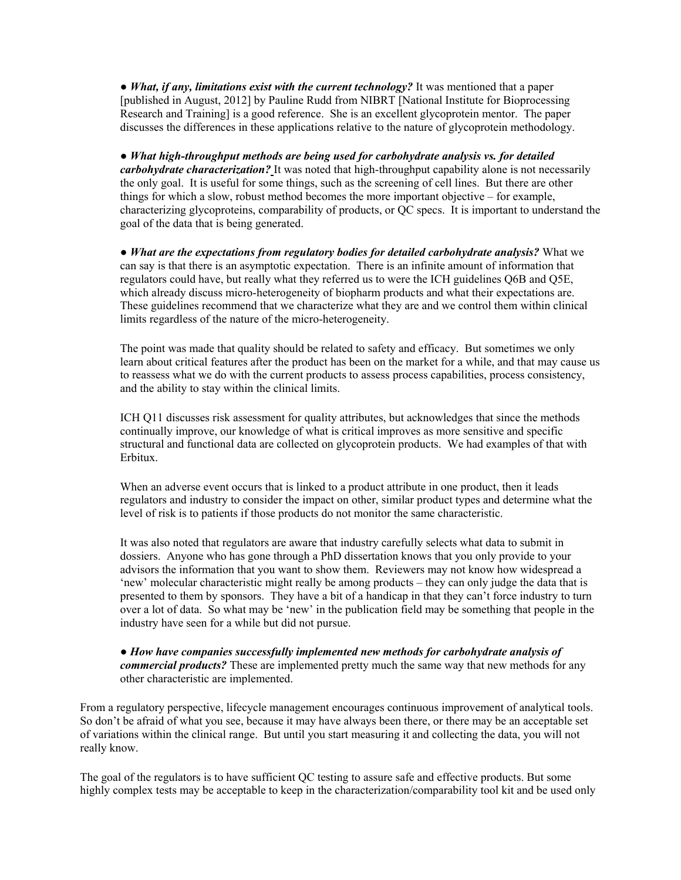- ***What, if any, limitations exist with the current technology?*** It was mentioned that a paper [published in August, 2012] by Pauline Rudd from NIBRT [National Institute for Bioprocessing Research and Training] is a good reference. She is an excellent glycoprotein mentor. The paper discusses the differences in these applications relative to the nature of glycoprotein methodology.

- ***What high-throughput methods are being used for carbohydrate analysis vs. for detailed carbohydrate characterization?*** It was noted that high-throughput capability alone is not necessarily the only goal. It is useful for some things, such as the screening of cell lines. But there are other things for which a slow, robust method becomes the more important objective – for example, characterizing glycoproteins, comparability of products, or QC specs. It is important to understand the goal of the data that is being generated.

- ***What are the expectations from regulatory bodies for detailed carbohydrate analysis?*** What we can say is that there is an asymptotic expectation. There is an infinite amount of information that regulators could have, but really what they referred us to were the ICH guidelines Q6B and Q5E, which already discuss micro-heterogeneity of biopharm products and what their expectations are. These guidelines recommend that we characterize what they are and we control them within clinical limits regardless of the nature of the micro-heterogeneity.

  The point was made that quality should be related to safety and efficacy. But sometimes we only learn about critical features after the product has been on the market for a while, and that may cause us to reassess what we do with the current products to assess process capabilities, process consistency, and the ability to stay within the clinical limits.

  ICH Q11 discusses risk assessment for quality attributes, but acknowledges that since the methods continually improve, our knowledge of what is critical improves as more sensitive and specific structural and functional data are collected on glycoprotein products. We had examples of that with Erbitux.

  When an adverse event occurs that is linked to a product attribute in one product, then it leads regulators and industry to consider the impact on other, similar product types and determine what the level of risk is to patients if those products do not monitor the same characteristic.

  It was also noted that regulators are aware that industry carefully selects what data to submit in dossiers. Anyone who has gone through a PhD dissertation knows that you only provide to your advisors the information that you want to show them. Reviewers may not know how widespread a 'new' molecular characteristic might really be among products – they can only judge the data that is presented to them by sponsors. They have a bit of a handicap in that they can't force industry to turn over a lot of data. So what may be 'new' in the publication field may be something that people in the industry have seen for a while but did not pursue.

- ***How have companies successfully implemented new methods for carbohydrate analysis of commercial products?*** These are implemented pretty much the same way that new methods for any other characteristic are implemented.

From a regulatory perspective, lifecycle management encourages continuous improvement of analytical tools. So don't be afraid of what you see, because it may have always been there, or there may be an acceptable set of variations within the clinical range. But until you start measuring it and collecting the data, you will not really know.

The goal of the regulators is to have sufficient QC testing to assure safe and effective products. But some highly complex tests may be acceptable to keep in the characterization/comparability tool kit and be used only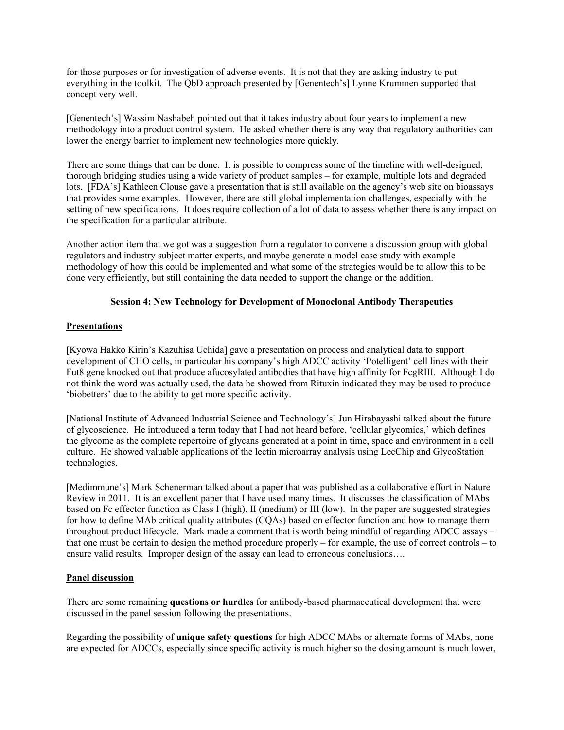for those purposes or for investigation of adverse events. It is not that they are asking industry to put everything in the toolkit. The QbD approach presented by [Genentech's] Lynne Krummen supported that concept very well.

[Genentech's] Wassim Nashabeh pointed out that it takes industry about four years to implement a new methodology into a product control system. He asked whether there is any way that regulatory authorities can lower the energy barrier to implement new technologies more quickly.

There are some things that can be done. It is possible to compress some of the timeline with well-designed, thorough bridging studies using a wide variety of product samples – for example, multiple lots and degraded lots. [FDA's] Kathleen Clouse gave a presentation that is still available on the agency's web site on bioassays that provides some examples. However, there are still global implementation challenges, especially with the setting of new specifications. It does require collection of a lot of data to assess whether there is any impact on the specification for a particular attribute.

Another action item that we got was a suggestion from a regulator to convene a discussion group with global regulators and industry subject matter experts, and maybe generate a model case study with example methodology of how this could be implemented and what some of the strategies would be to allow this to be done very efficiently, but still containing the data needed to support the change or the addition.

## Session 4: New Technology for Development of Monoclonal Antibody Therapeutics

### Presentations

[Kyowa Hakko Kirin's Kazuhisa Uchida] gave a presentation on process and analytical data to support development of CHO cells, in particular his company's high ADCC activity 'Potelligent' cell lines with their Fut8 gene knocked out that produce afucosylated antibodies that have high affinity for FcgRIII. Although I do not think the word was actually used, the data he showed from Rituxin indicated they may be used to produce 'biobetters' due to the ability to get more specific activity.

[National Institute of Advanced Industrial Science and Technology's] Jun Hirabayashi talked about the future of glycoscience. He introduced a term today that I had not heard before, 'cellular glycomics,' which defines the glycome as the complete repertoire of glycans generated at a point in time, space and environment in a cell culture. He showed valuable applications of the lectin microarray analysis using LecChip and GlycoStation technologies.

[Medimmune's] Mark Schenerman talked about a paper that was published as a collaborative effort in Nature Review in 2011. It is an excellent paper that I have used many times. It discusses the classification of MAbs based on Fc effector function as Class I (high), II (medium) or III (low). In the paper are suggested strategies for how to define MAb critical quality attributes (CQAs) based on effector function and how to manage them throughout product lifecycle. Mark made a comment that is worth being mindful of regarding ADCC assays – that one must be certain to design the method procedure properly – for example, the use of correct controls – to ensure valid results. Improper design of the assay can lead to erroneous conclusions….

### Panel discussion

There are some remaining **questions or hurdles** for antibody-based pharmaceutical development that were discussed in the panel session following the presentations.

Regarding the possibility of **unique safety questions** for high ADCC MAbs or alternate forms of MAbs, none are expected for ADCCs, especially since specific activity is much higher so the dosing amount is much lower,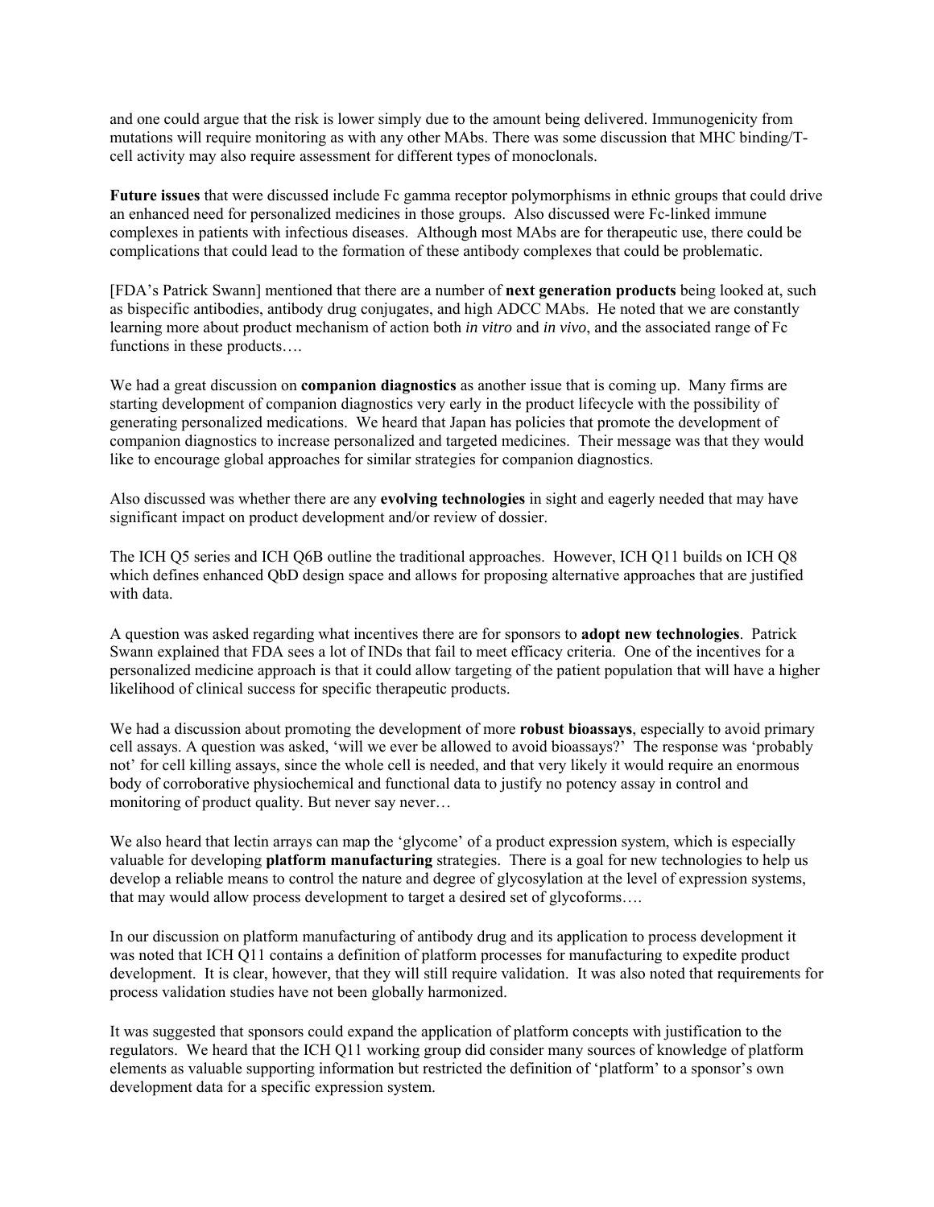and one could argue that the risk is lower simply due to the amount being delivered. Immunogenicity from mutations will require monitoring as with any other MAbs. There was some discussion that MHC binding/T-cell activity may also require assessment for different types of monoclonals.

**Future issues** that were discussed include Fc gamma receptor polymorphisms in ethnic groups that could drive an enhanced need for personalized medicines in those groups. Also discussed were Fc-linked immune complexes in patients with infectious diseases. Although most MAbs are for therapeutic use, there could be complications that could lead to the formation of these antibody complexes that could be problematic.

[FDA's Patrick Swann] mentioned that there are a number of **next generation products** being looked at, such as bispecific antibodies, antibody drug conjugates, and high ADCC MAbs. He noted that we are constantly learning more about product mechanism of action both *in vitro* and *in vivo*, and the associated range of Fc functions in these products….

We had a great discussion on **companion diagnostics** as another issue that is coming up. Many firms are starting development of companion diagnostics very early in the product lifecycle with the possibility of generating personalized medications. We heard that Japan has policies that promote the development of companion diagnostics to increase personalized and targeted medicines. Their message was that they would like to encourage global approaches for similar strategies for companion diagnostics.

Also discussed was whether there are any **evolving technologies** in sight and eagerly needed that may have significant impact on product development and/or review of dossier.

The ICH Q5 series and ICH Q6B outline the traditional approaches. However, ICH Q11 builds on ICH Q8 which defines enhanced QbD design space and allows for proposing alternative approaches that are justified with data.

A question was asked regarding what incentives there are for sponsors to **adopt new technologies**. Patrick Swann explained that FDA sees a lot of INDs that fail to meet efficacy criteria. One of the incentives for a personalized medicine approach is that it could allow targeting of the patient population that will have a higher likelihood of clinical success for specific therapeutic products.

We had a discussion about promoting the development of more **robust bioassays**, especially to avoid primary cell assays. A question was asked, 'will we ever be allowed to avoid bioassays?' The response was 'probably not' for cell killing assays, since the whole cell is needed, and that very likely it would require an enormous body of corroborative physiochemical and functional data to justify no potency assay in control and monitoring of product quality. But never say never…

We also heard that lectin arrays can map the 'glycome' of a product expression system, which is especially valuable for developing **platform manufacturing** strategies. There is a goal for new technologies to help us develop a reliable means to control the nature and degree of glycosylation at the level of expression systems, that may would allow process development to target a desired set of glycoforms….

In our discussion on platform manufacturing of antibody drug and its application to process development it was noted that ICH Q11 contains a definition of platform processes for manufacturing to expedite product development. It is clear, however, that they will still require validation. It was also noted that requirements for process validation studies have not been globally harmonized.

It was suggested that sponsors could expand the application of platform concepts with justification to the regulators. We heard that the ICH Q11 working group did consider many sources of knowledge of platform elements as valuable supporting information but restricted the definition of 'platform' to a sponsor's own development data for a specific expression system.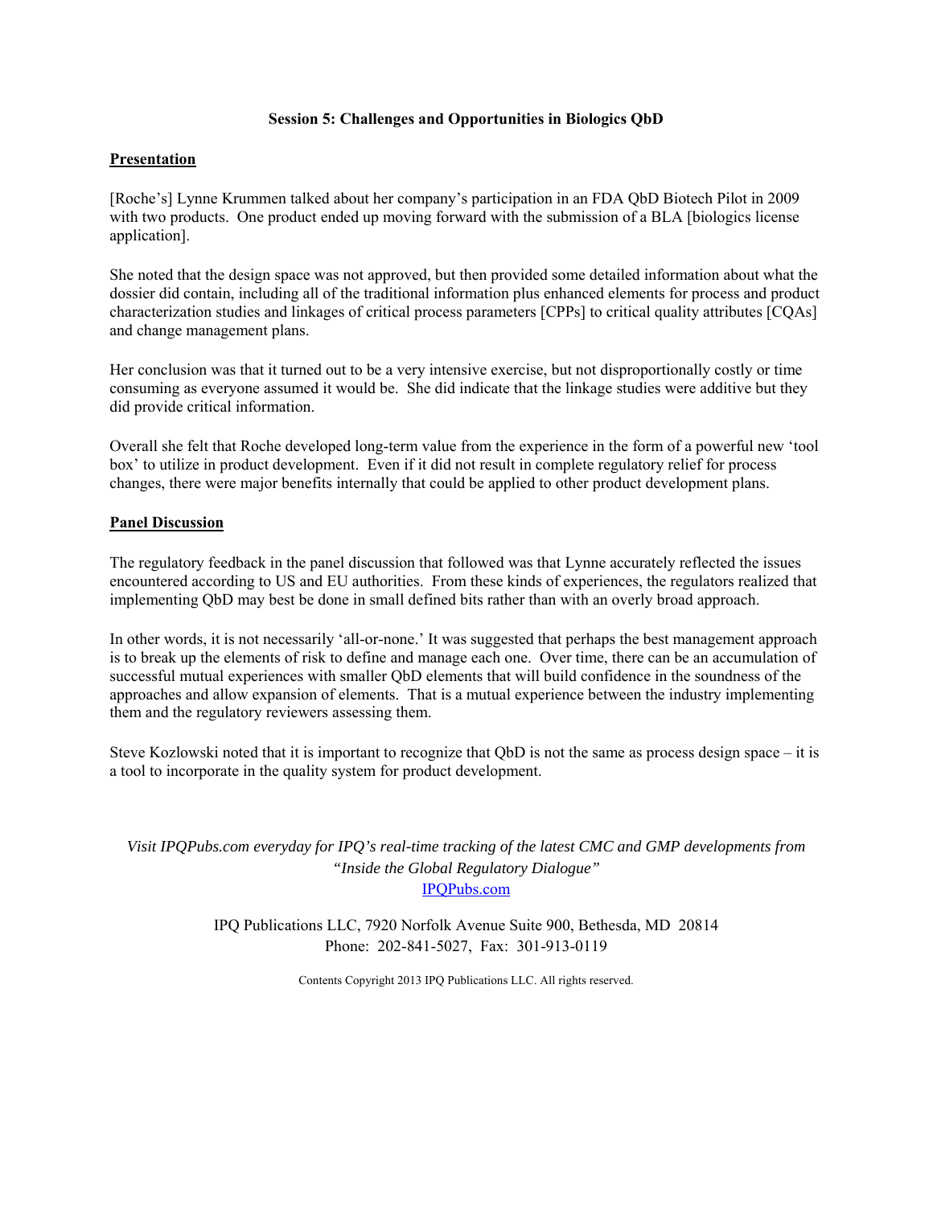**Session 5: Challenges and Opportunities in Biologics QbD**

**Presentation**

[Roche's] Lynne Krummen talked about her company's participation in an FDA QbD Biotech Pilot in 2009 with two products. One product ended up moving forward with the submission of a BLA [biologics license application].

She noted that the design space was not approved, but then provided some detailed information about what the dossier did contain, including all of the traditional information plus enhanced elements for process and product characterization studies and linkages of critical process parameters [CPPs] to critical quality attributes [CQAs] and change management plans.

Her conclusion was that it turned out to be a very intensive exercise, but not disproportionally costly or time consuming as everyone assumed it would be. She did indicate that the linkage studies were additive but they did provide critical information.

Overall she felt that Roche developed long-term value from the experience in the form of a powerful new 'tool box' to utilize in product development. Even if it did not result in complete regulatory relief for process changes, there were major benefits internally that could be applied to other product development plans.

**Panel Discussion**

The regulatory feedback in the panel discussion that followed was that Lynne accurately reflected the issues encountered according to US and EU authorities. From these kinds of experiences, the regulators realized that implementing QbD may best be done in small defined bits rather than with an overly broad approach.

In other words, it is not necessarily 'all-or-none.' It was suggested that perhaps the best management approach is to break up the elements of risk to define and manage each one. Over time, there can be an accumulation of successful mutual experiences with smaller QbD elements that will build confidence in the soundness of the approaches and allow expansion of elements. That is a mutual experience between the industry implementing them and the regulatory reviewers assessing them.

Steve Kozlowski noted that it is important to recognize that QbD is not the same as process design space – it is a tool to incorporate in the quality system for product development.

*Visit IPQPubs.com everyday for IPQ's real-time tracking of the latest CMC and GMP developments from "Inside the Global Regulatory Dialogue"*
IPQPubs.com

IPQ Publications LLC, 7920 Norfolk Avenue Suite 900, Bethesda, MD 20814
Phone: 202-841-5027, Fax: 301-913-0119

Contents Copyright 2013 IPQ Publications LLC. All rights reserved.